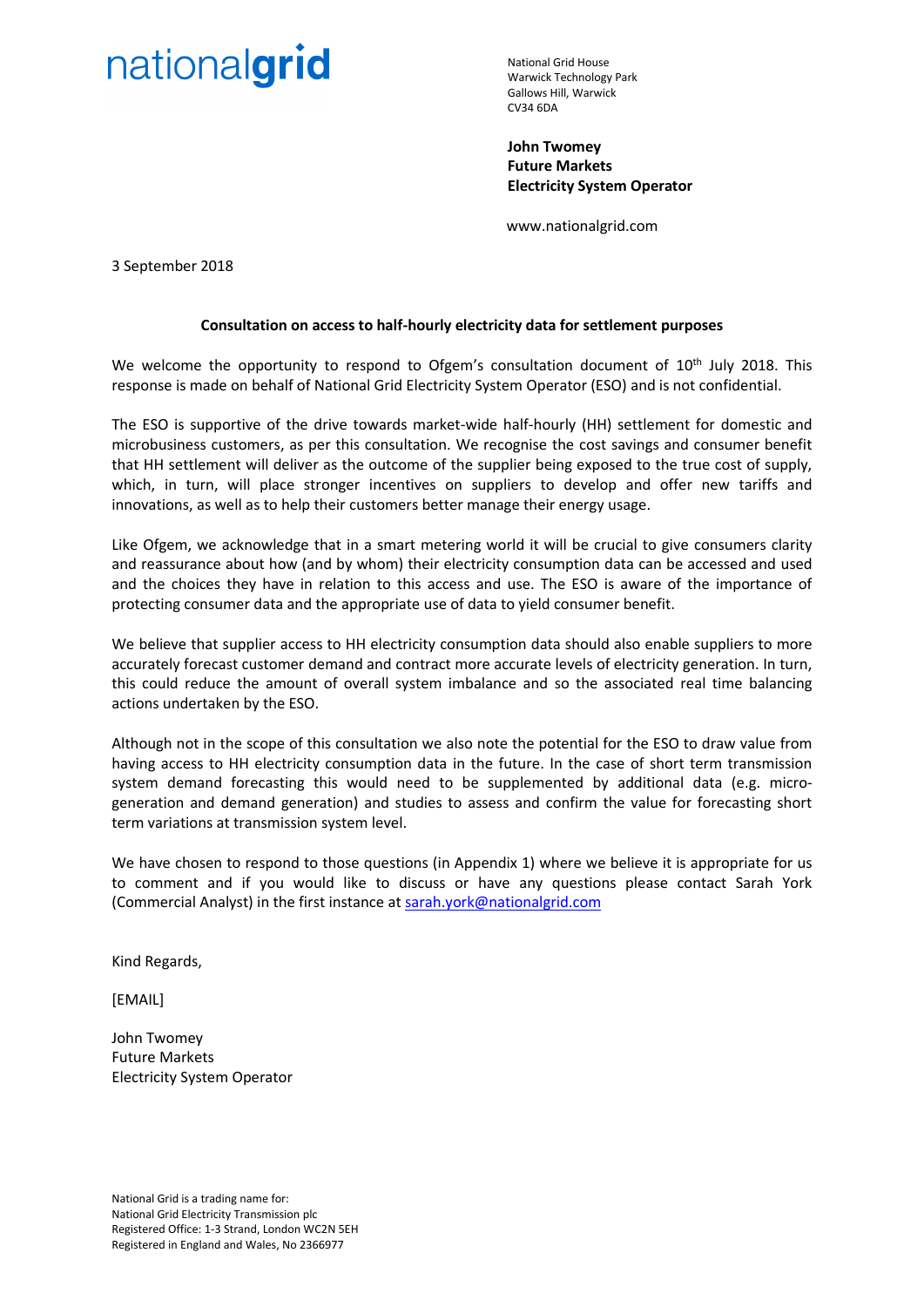nationalgrid

National Grid House
Warwick Technology Park
Gallows Hill, Warwick
CV34 6DA

**John Twomey**
**Future Markets**
**Electricity System Operator**

www.nationalgrid.com

3 September 2018

**Consultation on access to half-hourly electricity data for settlement purposes**

We welcome the opportunity to respond to Ofgem's consultation document of 10th July 2018. This response is made on behalf of National Grid Electricity System Operator (ESO) and is not confidential.

The ESO is supportive of the drive towards market-wide half-hourly (HH) settlement for domestic and microbusiness customers, as per this consultation. We recognise the cost savings and consumer benefit that HH settlement will deliver as the outcome of the supplier being exposed to the true cost of supply, which, in turn, will place stronger incentives on suppliers to develop and offer new tariffs and innovations, as well as to help their customers better manage their energy usage.

Like Ofgem, we acknowledge that in a smart metering world it will be crucial to give consumers clarity and reassurance about how (and by whom) their electricity consumption data can be accessed and used and the choices they have in relation to this access and use. The ESO is aware of the importance of protecting consumer data and the appropriate use of data to yield consumer benefit.

We believe that supplier access to HH electricity consumption data should also enable suppliers to more accurately forecast customer demand and contract more accurate levels of electricity generation. In turn, this could reduce the amount of overall system imbalance and so the associated real time balancing actions undertaken by the ESO.

Although not in the scope of this consultation we also note the potential for the ESO to draw value from having access to HH electricity consumption data in the future. In the case of short term transmission system demand forecasting this would need to be supplemented by additional data (e.g. micro-generation and demand generation) and studies to assess and confirm the value for forecasting short term variations at transmission system level.

We have chosen to respond to those questions (in Appendix 1) where we believe it is appropriate for us to comment and if you would like to discuss or have any questions please contact Sarah York (Commercial Analyst) in the first instance at sarah.york@nationalgrid.com

Kind Regards,

[EMAIL]

John Twomey
Future Markets
Electricity System Operator

National Grid is a trading name for:
National Grid Electricity Transmission plc
Registered Office: 1-3 Strand, London WC2N 5EH
Registered in England and Wales, No 2366977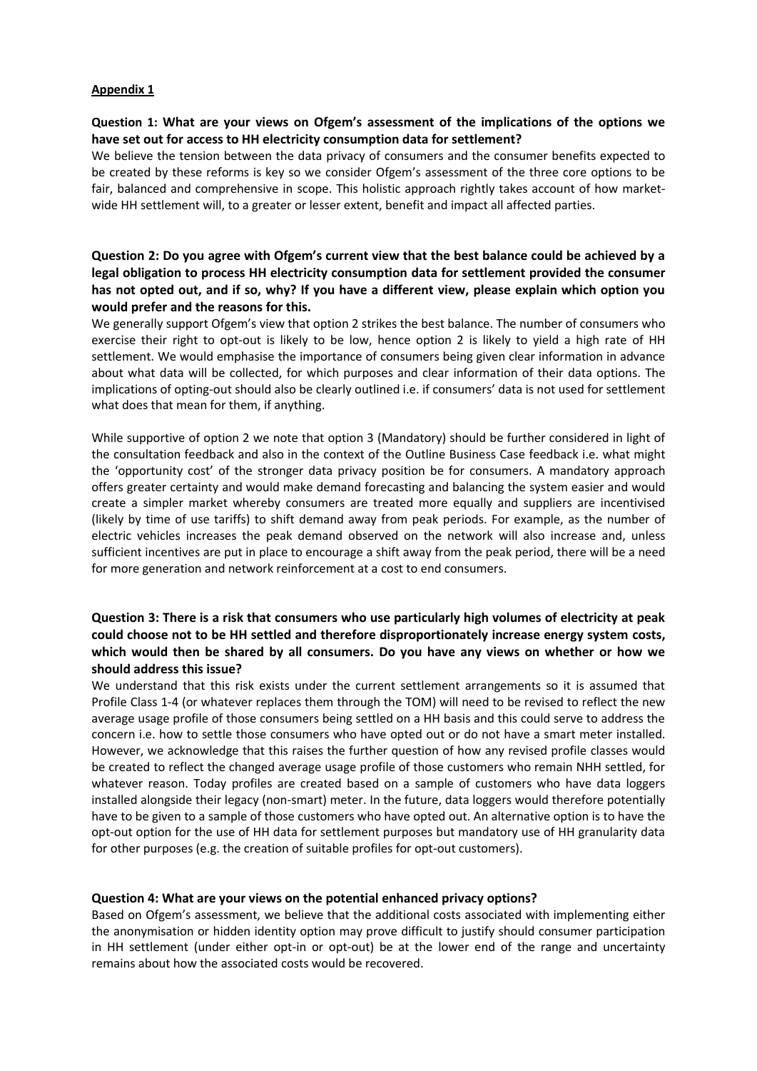**Appendix 1**

**Question 1: What are your views on Ofgem's assessment of the implications of the options we have set out for access to HH electricity consumption data for settlement?**

We believe the tension between the data privacy of consumers and the consumer benefits expected to be created by these reforms is key so we consider Ofgem's assessment of the three core options to be fair, balanced and comprehensive in scope. This holistic approach rightly takes account of how market-wide HH settlement will, to a greater or lesser extent, benefit and impact all affected parties.

**Question 2: Do you agree with Ofgem's current view that the best balance could be achieved by a legal obligation to process HH electricity consumption data for settlement provided the consumer has not opted out, and if so, why? If you have a different view, please explain which option you would prefer and the reasons for this.**

We generally support Ofgem's view that option 2 strikes the best balance. The number of consumers who exercise their right to opt-out is likely to be low, hence option 2 is likely to yield a high rate of HH settlement. We would emphasise the importance of consumers being given clear information in advance about what data will be collected, for which purposes and clear information of their data options. The implications of opting-out should also be clearly outlined i.e. if consumers' data is not used for settlement what does that mean for them, if anything.

While supportive of option 2 we note that option 3 (Mandatory) should be further considered in light of the consultation feedback and also in the context of the Outline Business Case feedback i.e. what might the 'opportunity cost' of the stronger data privacy position be for consumers. A mandatory approach offers greater certainty and would make demand forecasting and balancing the system easier and would create a simpler market whereby consumers are treated more equally and suppliers are incentivised (likely by time of use tariffs) to shift demand away from peak periods. For example, as the number of electric vehicles increases the peak demand observed on the network will also increase and, unless sufficient incentives are put in place to encourage a shift away from the peak period, there will be a need for more generation and network reinforcement at a cost to end consumers.

**Question 3: There is a risk that consumers who use particularly high volumes of electricity at peak could choose not to be HH settled and therefore disproportionately increase energy system costs, which would then be shared by all consumers. Do you have any views on whether or how we should address this issue?**

We understand that this risk exists under the current settlement arrangements so it is assumed that Profile Class 1-4 (or whatever replaces them through the TOM) will need to be revised to reflect the new average usage profile of those consumers being settled on a HH basis and this could serve to address the concern i.e. how to settle those consumers who have opted out or do not have a smart meter installed. However, we acknowledge that this raises the further question of how any revised profile classes would be created to reflect the changed average usage profile of those customers who remain NHH settled, for whatever reason. Today profiles are created based on a sample of customers who have data loggers installed alongside their legacy (non-smart) meter. In the future, data loggers would therefore potentially have to be given to a sample of those customers who have opted out. An alternative option is to have the opt-out option for the use of HH data for settlement purposes but mandatory use of HH granularity data for other purposes (e.g. the creation of suitable profiles for opt-out customers).

**Question 4: What are your views on the potential enhanced privacy options?**

Based on Ofgem's assessment, we believe that the additional costs associated with implementing either the anonymisation or hidden identity option may prove difficult to justify should consumer participation in HH settlement (under either opt-in or opt-out) be at the lower end of the range and uncertainty remains about how the associated costs would be recovered.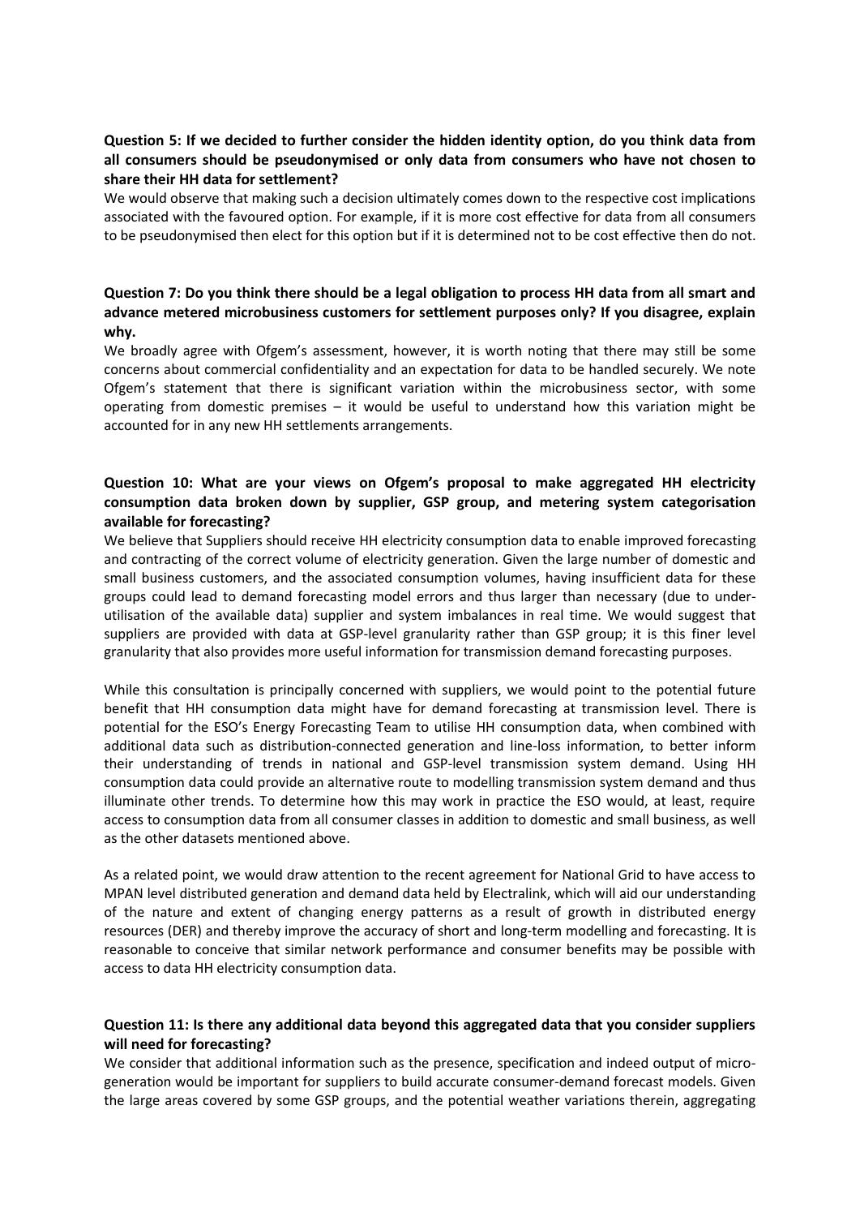**Question 5: If we decided to further consider the hidden identity option, do you think data from all consumers should be pseudonymised or only data from consumers who have not chosen to share their HH data for settlement?**

We would observe that making such a decision ultimately comes down to the respective cost implications associated with the favoured option. For example, if it is more cost effective for data from all consumers to be pseudonymised then elect for this option but if it is determined not to be cost effective then do not.

**Question 7: Do you think there should be a legal obligation to process HH data from all smart and advance metered microbusiness customers for settlement purposes only? If you disagree, explain why.**

We broadly agree with Ofgem's assessment, however, it is worth noting that there may still be some concerns about commercial confidentiality and an expectation for data to be handled securely. We note Ofgem's statement that there is significant variation within the microbusiness sector, with some operating from domestic premises – it would be useful to understand how this variation might be accounted for in any new HH settlements arrangements.

**Question 10: What are your views on Ofgem's proposal to make aggregated HH electricity consumption data broken down by supplier, GSP group, and metering system categorisation available for forecasting?**

We believe that Suppliers should receive HH electricity consumption data to enable improved forecasting and contracting of the correct volume of electricity generation. Given the large number of domestic and small business customers, and the associated consumption volumes, having insufficient data for these groups could lead to demand forecasting model errors and thus larger than necessary (due to under-utilisation of the available data) supplier and system imbalances in real time. We would suggest that suppliers are provided with data at GSP-level granularity rather than GSP group; it is this finer level granularity that also provides more useful information for transmission demand forecasting purposes.

While this consultation is principally concerned with suppliers, we would point to the potential future benefit that HH consumption data might have for demand forecasting at transmission level. There is potential for the ESO's Energy Forecasting Team to utilise HH consumption data, when combined with additional data such as distribution-connected generation and line-loss information, to better inform their understanding of trends in national and GSP-level transmission system demand. Using HH consumption data could provide an alternative route to modelling transmission system demand and thus illuminate other trends. To determine how this may work in practice the ESO would, at least, require access to consumption data from all consumer classes in addition to domestic and small business, as well as the other datasets mentioned above.

As a related point, we would draw attention to the recent agreement for National Grid to have access to MPAN level distributed generation and demand data held by Electralink, which will aid our understanding of the nature and extent of changing energy patterns as a result of growth in distributed energy resources (DER) and thereby improve the accuracy of short and long-term modelling and forecasting. It is reasonable to conceive that similar network performance and consumer benefits may be possible with access to data HH electricity consumption data.

**Question 11: Is there any additional data beyond this aggregated data that you consider suppliers will need for forecasting?**

We consider that additional information such as the presence, specification and indeed output of micro-generation would be important for suppliers to build accurate consumer-demand forecast models. Given the large areas covered by some GSP groups, and the potential weather variations therein, aggregating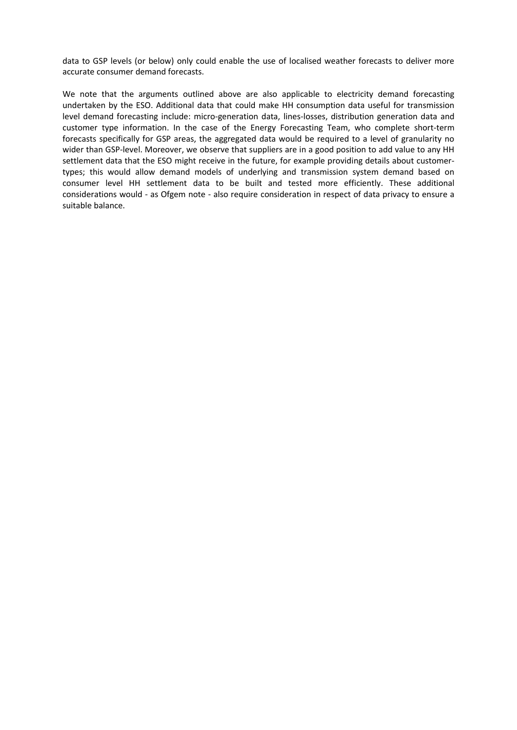data to GSP levels (or below) only could enable the use of localised weather forecasts to deliver more accurate consumer demand forecasts.

We note that the arguments outlined above are also applicable to electricity demand forecasting undertaken by the ESO. Additional data that could make HH consumption data useful for transmission level demand forecasting include: micro-generation data, lines-losses, distribution generation data and customer type information. In the case of the Energy Forecasting Team, who complete short-term forecasts specifically for GSP areas, the aggregated data would be required to a level of granularity no wider than GSP-level. Moreover, we observe that suppliers are in a good position to add value to any HH settlement data that the ESO might receive in the future, for example providing details about customer-types; this would allow demand models of underlying and transmission system demand based on consumer level HH settlement data to be built and tested more efficiently. These additional considerations would - as Ofgem note - also require consideration in respect of data privacy to ensure a suitable balance.